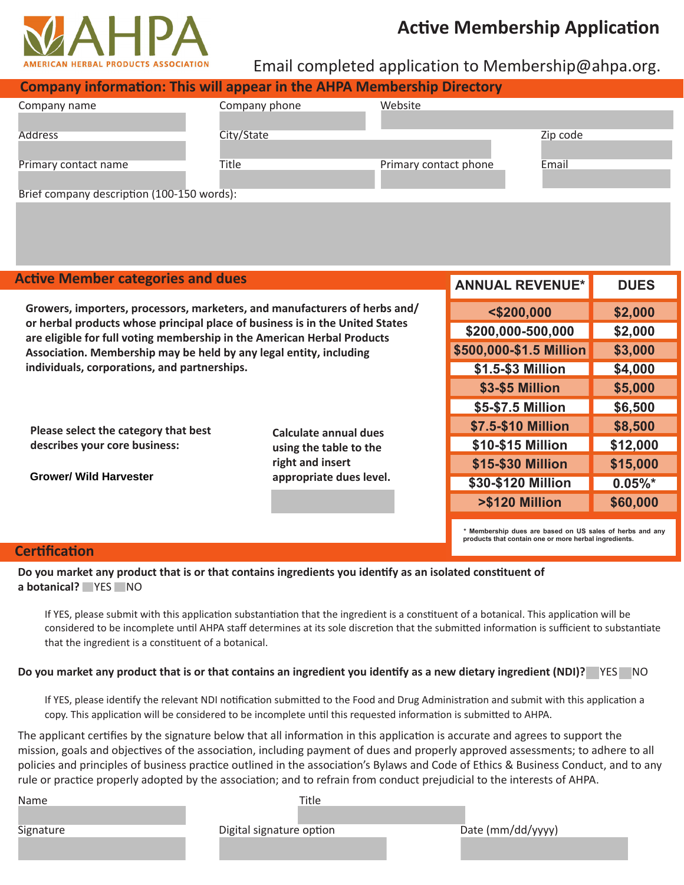# AHPA
AMERICAN HERBAL PRODUCTS ASSOCIATION

# Active Membership Application

Email completed application to Membership@ahpa.org.

## Company information: This will appear in the AHPA Membership Directory

Company name

Company phone

Website

Address

City/State

Zip code

Primary contact name

Title

Primary contact phone

Email

Brief company description (100-150 words):

## Active Member categories and dues

**Growers, importers, processors, marketers, and manufacturers of herbs and/or herbal products whose principal place of business is in the United States are eligible for full voting membership in the American Herbal Products Association. Membership may be held by any legal entity, including individuals, corporations, and partnerships.**

**Please select the category that best describes your core business:**

**Grower/ Wild Harvester**

**Calculate annual dues using the table to the right and insert appropriate dues level.**

| ANNUAL REVENUE* | DUES |
|---|---|
| <$200,000 | $2,000 |
| $200,000-500,000 | $2,000 |
| $500,000-$1.5 Million | $3,000 |
| $1.5-$3 Million | $4,000 |
| $3-$5 Million | $5,000 |
| $5-$7.5 Million | $6,500 |
| $7.5-$10 Million | $8,500 |
| $10-$15 Million | $12,000 |
| $15-$30 Million | $15,000 |
| $30-$120 Million | 0.05%* |
| >$120 Million | $60,000 |

\* Membership dues are based on US sales of herbs and any products that contain one or more herbal ingredients.

## Certification

**Do you market any product that is or that contains ingredients you identify as an isolated constituent of a botanical?** YES NO

If YES, please submit with this application substantiation that the ingredient is a constituent of a botanical. This application will be considered to be incomplete until AHPA staff determines at its sole discretion that the submitted information is sufficient to substantiate that the ingredient is a constituent of a botanical.

**Do you market any product that is or that contains an ingredient you identify as a new dietary ingredient (NDI)?** YES NO

If YES, please identify the relevant NDI notification submitted to the Food and Drug Administration and submit with this application a copy. This application will be considered to be incomplete until this requested information is submitted to AHPA.

The applicant certifies by the signature below that all information in this application is accurate and agrees to support the mission, goals and objectives of the association, including payment of dues and properly approved assessments; to adhere to all policies and principles of business practice outlined in the association's Bylaws and Code of Ethics & Business Conduct, and to any rule or practice properly adopted by the association; and to refrain from conduct prejudicial to the interests of AHPA.

Name

Title

Signature

Digital signature option

Date (mm/dd/yyyy)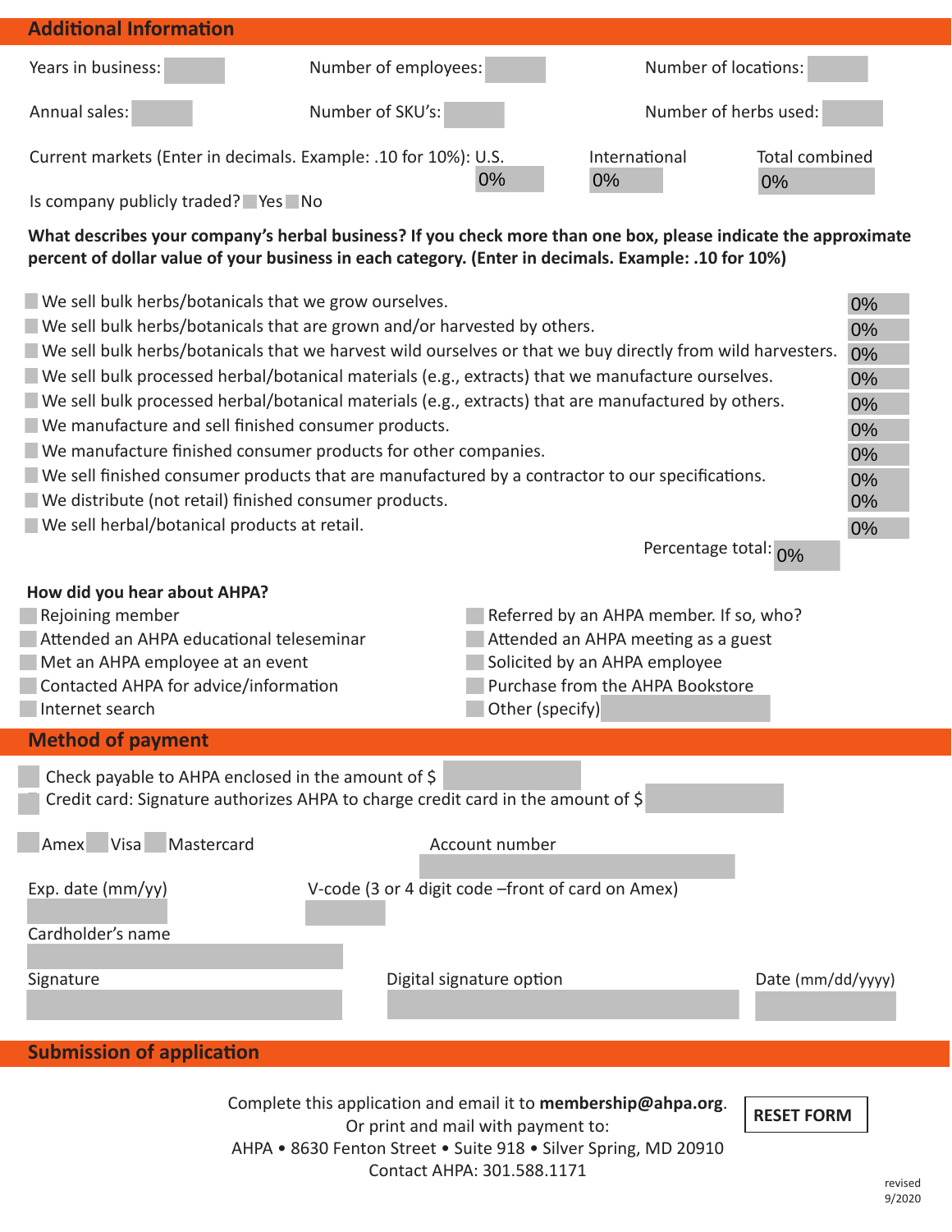## Additional Information

Years in business: 

Number of employees: 

Number of locations: 

Annual sales: 

Number of SKU's: 

Number of herbs used: 

Current markets (Enter in decimals. Example: .10 for 10%): U.S. 0% International 0% Total combined 0%

Is company publicly traded? Yes No

**What describes your company's herbal business? If you check more than one box, please indicate the approximate percent of dollar value of your business in each category. (Enter in decimals. Example: .10 for 10%)**

- We sell bulk herbs/botanicals that we grow ourselves. 0%
- We sell bulk herbs/botanicals that are grown and/or harvested by others. 0%
- We sell bulk herbs/botanicals that we harvest wild ourselves or that we buy directly from wild harvesters. 0%
- We sell bulk processed herbal/botanical materials (e.g., extracts) that we manufacture ourselves. 0%
- We sell bulk processed herbal/botanical materials (e.g., extracts) that are manufactured by others. 0%
- We manufacture and sell finished consumer products. 0%
- We manufacture finished consumer products for other companies. 0%
- We sell finished consumer products that are manufactured by a contractor to our specifications. 0%
- We distribute (not retail) finished consumer products. 0%
- We sell herbal/botanical products at retail. 0%

Percentage total: 0%

**How did you hear about AHPA?**

- Rejoining member
- Attended an AHPA educational teleseminar
- Met an AHPA employee at an event
- Contacted AHPA for advice/information
- Internet search
- Referred by an AHPA member. If so, who?
- Attended an AHPA meeting as a guest
- Solicited by an AHPA employee
- Purchase from the AHPA Bookstore
- Other (specify)

## Method of payment

- Check payable to AHPA enclosed in the amount of $
- Credit card: Signature authorizes AHPA to charge credit card in the amount of $

Amex Visa Mastercard

Account number

Exp. date (mm/yy)

V-code (3 or 4 digit code –front of card on Amex)

Cardholder's name

Signature

Digital signature option

Date (mm/dd/yyyy)

## Submission of application

Complete this application and email it to **membership@ahpa.org**.
Or print and mail with payment to:
AHPA • 8630 Fenton Street • Suite 918 • Silver Spring, MD 20910
Contact AHPA: 301.588.1171

**RESET FORM**

revised 9/2020